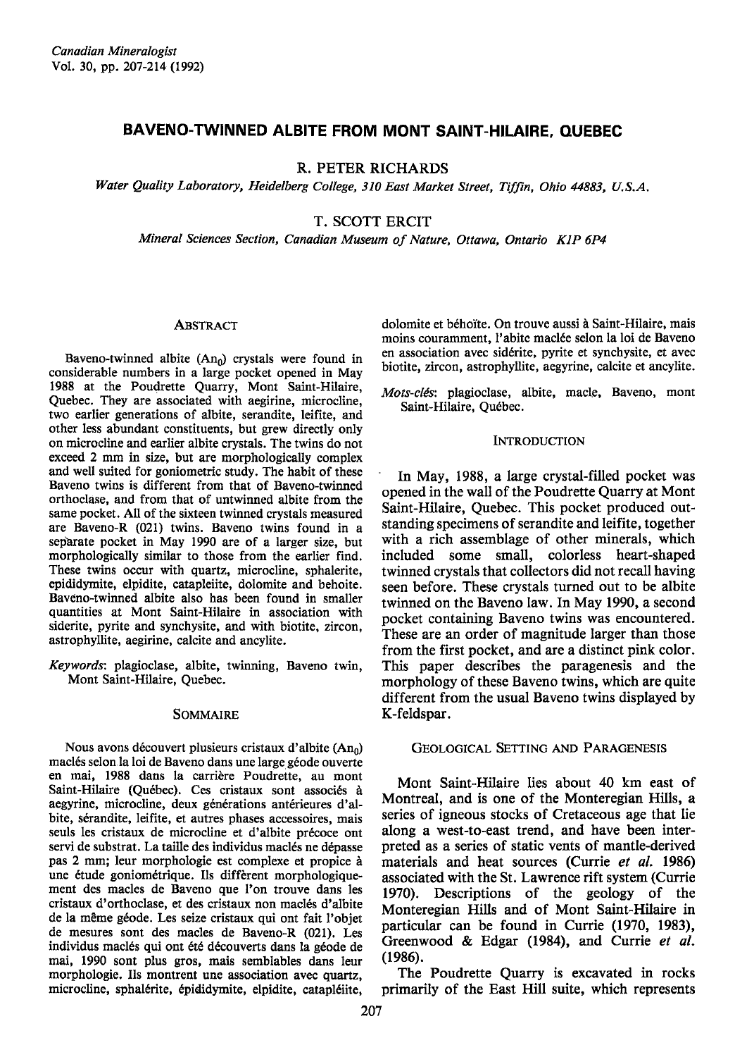# BAVENO-TWINNED ALBITE FROM MONT SAINT-HILAIRE, QUEBEC

R. PETER RICHARDS

*Water Quality Laboratory, Heidelberg College, 310 East Market Street, Tiffin, Ohio 44883, U.S.A.*

T. SCOTT ERCIT

*Mineral Sciences Section, Canadian Museum of Nature, Ottawa, Ontario K1P 6P4*

## ABSTRACT

Baveno-twinned albite ($An_0$) crystals were found in considerable numbers in a large pocket opened in May 1988 at the Poudrette Quarry, Mont Saint-Hilaire, Quebec. They are associated with aegirine, microcline, two earlier generations of albite, serandite, leifite, and other less abundant constituents, but grew directly only on microcline and earlier albite crystals. The twins do not exceed 2 mm in size, but are morphologically complex and well suited for goniometric study. The habit of these Baveno twins is different from that of Baveno-twinned orthoclase, and from that of untwinned albite from the same pocket. All of the sixteen twinned crystals measured are Baveno-R (021) twins. Baveno twins found in a separate pocket in May 1990 are of a larger size, but morphologically similar to those from the earlier find. These twins occur with quartz, microcline, sphalerite, epididymite, elpidite, catapleiite, dolomite and behoite. Baveno-twinned albite also has been found in smaller quantities at Mont Saint-Hilaire in association with siderite, pyrite and synchysite, and with biotite, zircon, astrophyllite, aegirine, calcite and ancylite.

*Keywords*: plagioclase, albite, twinning, Baveno twin, Mont Saint-Hilaire, Quebec.

## SOMMAIRE

Nous avons découvert plusieurs cristaux d'albite ($An_0$) maclés selon la loi de Baveno dans une large géode ouverte en mai, 1988 dans la carrière Poudrette, au mont Saint-Hilaire (Québec). Ces cristaux sont associés à aegyrine, microcline, deux générations antérieures d'albite, sérandite, leifite, et autres phases accessoires, mais seuls les cristaux de microcline et d'albite précoce ont servi de substrat. La taille des individus maclés ne dépasse pas 2 mm; leur morphologie est complexe et propice à une étude goniométrique. Ils diffèrent morphologiquement des macles de Baveno que l'on trouve dans les cristaux d'orthoclase, et des cristaux non maclés d'albite de la même géode. Les seize cristaux qui ont fait l'objet de mesures sont des macles de Baveno-R (021). Les individus maclés qui ont été découverts dans la géode de mai, 1990 sont plus gros, mais semblables dans leur morphologie. Ils montrent une association avec quartz, microcline, sphalérite, épididymite, elpidite, catapléiite, dolomite et béhoïte. On trouve aussi à Saint-Hilaire, mais moins couramment, l'abite maclée selon la loi de Baveno en association avec sidérite, pyrite et synchysite, et avec biotite, zircon, astrophyllite, aegyrine, calcite et ancylite.

*Mots-clés*: plagioclase, albite, macle, Baveno, mont Saint-Hilaire, Québec.

## INTRODUCTION

In May, 1988, a large crystal-filled pocket was opened in the wall of the Poudrette Quarry at Mont Saint-Hilaire, Quebec. This pocket produced outstanding specimens of serandite and leifite, together with a rich assemblage of other minerals, which included some small, colorless heart-shaped twinned crystals that collectors did not recall having seen before. These crystals turned out to be albite twinned on the Baveno law. In May 1990, a second pocket containing Baveno twins was encountered. These are an order of magnitude larger than those from the first pocket, and are a distinct pink color. This paper describes the paragenesis and the morphology of these Baveno twins, which are quite different from the usual Baveno twins displayed by K-feldspar.

## GEOLOGICAL SETTING AND PARAGENESIS

Mont Saint-Hilaire lies about 40 km east of Montreal, and is one of the Monteregian Hills, a series of igneous stocks of Cretaceous age that lie along a west-to-east trend, and have been interpreted as a series of static vents of mantle-derived materials and heat sources (Currie *et al.* 1986) associated with the St. Lawrence rift system (Currie 1970). Descriptions of the geology of the Monteregian Hills and of Mont Saint-Hilaire in particular can be found in Currie (1970, 1983), Greenwood & Edgar (1984), and Currie *et al.* (1986).

The Poudrette Quarry is excavated in rocks primarily of the East Hill suite, which represents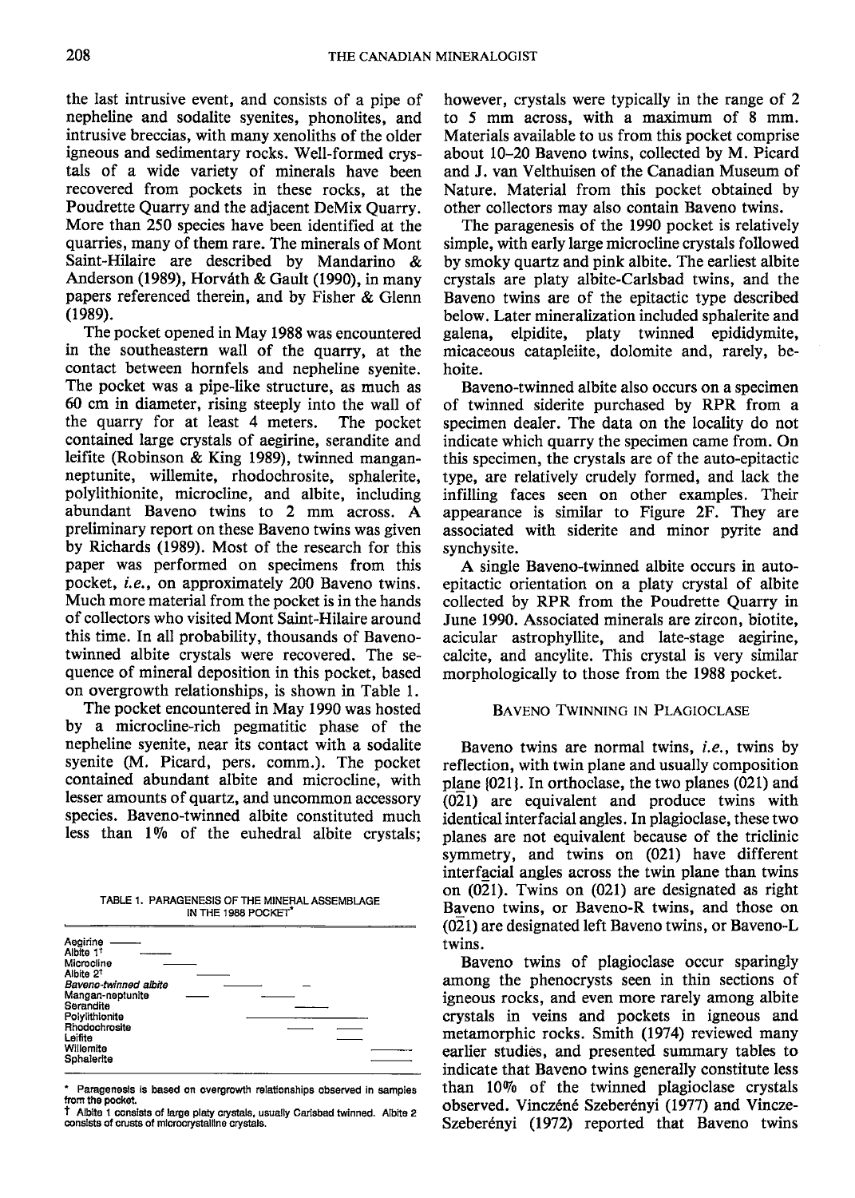the last intrusive event, and consists of a pipe of nepheline and sodalite syenites, phonolites, and intrusive breccias, with many xenoliths of the older igneous and sedimentary rocks. Well-formed crystals of a wide variety of minerals have been recovered from pockets in these rocks, at the Poudrette Quarry and the adjacent DeMix Quarry. More than 250 species have been identified at the quarries, many of them rare. The minerals of Mont Saint-Hilaire are described by Mandarino & Anderson (1989), Horváth & Gault (1990), in many papers referenced therein, and by Fisher & Glenn (1989).

The pocket opened in May 1988 was encountered in the southeastern wall of the quarry, at the contact between hornfels and nepheline syenite. The pocket was a pipe-like structure, as much as 60 cm in diameter, rising steeply into the wall of the quarry for at least 4 meters. The pocket contained large crystals of aegirine, serandite and leifite (Robinson & King 1989), twinned manganneptunite, willemite, rhodochrosite, sphalerite, polylithionite, microcline, and albite, including abundant Baveno twins to 2 mm across. A preliminary report on these Baveno twins was given by Richards (1989). Most of the research for this paper was performed on specimens from this pocket, *i.e.*, on approximately 200 Baveno twins. Much more material from the pocket is in the hands of collectors who visited Mont Saint-Hilaire around this time. In all probability, thousands of Baveno-twinned albite crystals were recovered. The sequence of mineral deposition in this pocket, based on overgrowth relationships, is shown in Table 1.

The pocket encountered in May 1990 was hosted by a microcline-rich pegmatitic phase of the nepheline syenite, near its contact with a sodalite syenite (M. Picard, pers. comm.). The pocket contained abundant albite and microcline, with lesser amounts of quartz, and uncommon accessory species. Baveno-twinned albite constituted much less than 1% of the euhedral albite crystals;

TABLE 1. PARAGENESIS OF THE MINERAL ASSEMBLAGE IN THE 1988 POCKET*

Aegirine
Albite 1†
Microcline
Albite 2†
*Baveno-twinned albite*
Mangan-neptunite
Serandite
Polylithionite
Rhodochrosite
Leifite
Willemite
Sphalerite

\* Paragenesis is based on overgrowth relationships observed in samples from the pocket.
† Albite 1 consists of large platy crystals, usually Carlsbad twinned. Albite 2 consists of crusts of microcrystalline crystals.

however, crystals were typically in the range of 2 to 5 mm across, with a maximum of 8 mm. Materials available to us from this pocket comprise about 10–20 Baveno twins, collected by M. Picard and J. van Velthuisen of the Canadian Museum of Nature. Material from this pocket obtained by other collectors may also contain Baveno twins.

The paragenesis of the 1990 pocket is relatively simple, with early large microcline crystals followed by smoky quartz and pink albite. The earliest albite crystals are platy albite-Carlsbad twins, and the Baveno twins are of the epitactic type described below. Later mineralization included sphalerite and galena, elpidite, platy twinned epididymite, micaceous catapleiite, dolomite and, rarely, behoite.

Baveno-twinned albite also occurs on a specimen of twinned siderite purchased by RPR from a specimen dealer. The data on the locality do not indicate which quarry the specimen came from. On this specimen, the crystals are of the auto-epitactic type, are relatively crudely formed, and lack the infilling faces seen on other examples. Their appearance is similar to Figure 2F. They are associated with siderite and minor pyrite and synchysite.

A single Baveno-twinned albite occurs in auto-epitactic orientation on a platy crystal of albite collected by RPR from the Poudrette Quarry in June 1990. Associated minerals are zircon, biotite, acicular astrophyllite, and late-stage aegirine, calcite, and ancylite. This crystal is very similar morphologically to those from the 1988 pocket.

## BAVENO TWINNING IN PLAGIOCLASE

Baveno twins are normal twins, *i.e.*, twins by reflection, with twin plane and usually composition plane {021}. In orthoclase, the two planes (021) and $(0\bar{2}1)$ are equivalent and produce twins with identical interfacial angles. In plagioclase, these two planes are not equivalent because of the triclinic symmetry, and twins on (021) have different interfacial angles across the twin plane than twins on $(0\bar{2}1)$. Twins on (021) are designated as right Baveno twins, or Baveno-R twins, and those on $(0\bar{2}1)$ are designated left Baveno twins, or Baveno-L twins.

Baveno twins of plagioclase occur sparingly among the phenocrysts seen in thin sections of igneous rocks, and even more rarely among albite crystals in veins and pockets in igneous and metamorphic rocks. Smith (1974) reviewed many earlier studies, and presented summary tables to indicate that Baveno twins generally constitute less than 10% of the twinned plagioclase crystals observed. Vinczéné Szeberényi (1977) and Vincze-Szeberényi (1972) reported that Baveno twins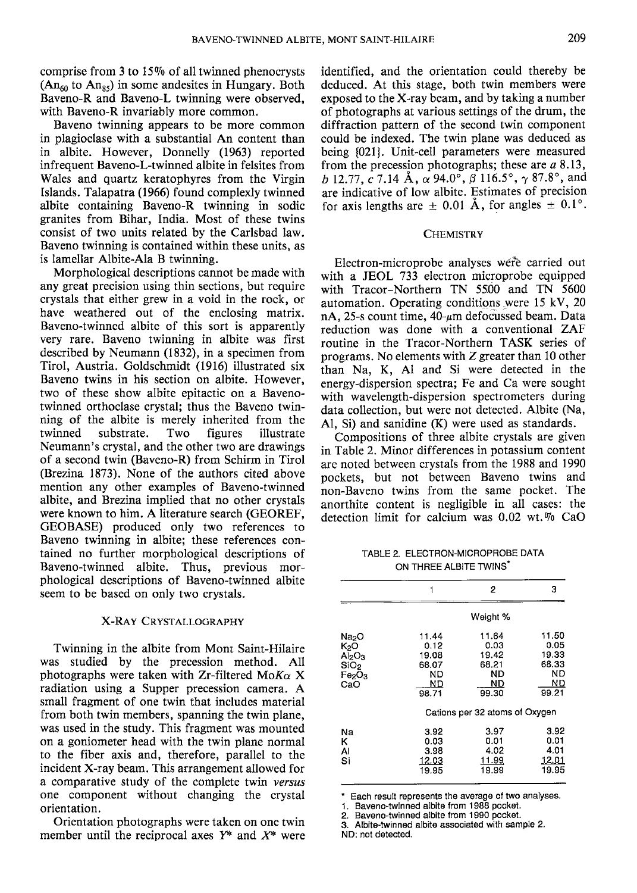comprise from 3 to 15% of all twinned phenocrysts ($An_{60}$ to $An_{85}$) in some andesites in Hungary. Both Baveno-R and Baveno-L twinning were observed, with Baveno-R invariably more common.

Baveno twinning appears to be more common in plagioclase with a substantial An content than in albite. However, Donnelly (1963) reported infrequent Baveno-L-twinned albite in felsites from Wales and quartz keratophyres from the Virgin Islands. Talapatra (1966) found complexly twinned albite containing Baveno-R twinning in sodic granites from Bihar, India. Most of these twins consist of two units related by the Carlsbad law. Baveno twinning is contained within these units, as is lamellar Albite-Ala B twinning.

Morphological descriptions cannot be made with any great precision using thin sections, but require crystals that either grew in a void in the rock, or have weathered out of the enclosing matrix. Baveno-twinned albite of this sort is apparently very rare. Baveno twinning in albite was first described by Neumann (1832), in a specimen from Tirol, Austria. Goldschmidt (1916) illustrated six Baveno twins in his section on albite. However, two of these show albite epitactic on a Baveno-twinned orthoclase crystal; thus the Baveno twinning of the albite is merely inherited from the twinned substrate. Two figures illustrate Neumann's crystal, and the other two are drawings of a second twin (Baveno-R) from Schirm in Tirol (Brezina 1873). None of the authors cited above mention any other examples of Baveno-twinned albite, and Brezina implied that no other crystals were known to him. A literature search (GEOREF, GEOBASE) produced only two references to Baveno twinning in albite; these references contained no further morphological descriptions of Baveno-twinned albite. Thus, previous morphological descriptions of Baveno-twinned albite seem to be based on only two crystals.

## X-Ray Crystallography

Twinning in the albite from Mont Saint-Hilaire was studied by the precession method. All photographs were taken with Zr-filtered Mo$K\alpha$ X radiation using a Supper precession camera. A small fragment of one twin that includes material from both twin members, spanning the twin plane, was used in the study. This fragment was mounted on a goniometer head with the twin plane normal to the fiber axis and, therefore, parallel to the incident X-ray beam. This arrangement allowed for a comparative study of the complete twin *versus* one component without changing the crystal orientation.

Orientation photographs were taken on one twin member until the reciprocal axes $Y^*$ and $X^*$ were identified, and the orientation could thereby be deduced. At this stage, both twin members were exposed to the X-ray beam, and by taking a number of photographs at various settings of the drum, the diffraction pattern of the second twin component could be indexed. The twin plane was deduced as being {021}. Unit-cell parameters were measured from the precession photographs; these are $a$ 8.13, $b$ 12.77, $c$ 7.14 Å, $\alpha$ 94.0°, $\beta$ 116.5°, $\gamma$ 87.8°, and are indicative of low albite. Estimates of precision for axis lengths are ± 0.01 Å, for angles ± 0.1°.

## Chemistry

Electron-microprobe analyses were carried out with a JEOL 733 electron microprobe equipped with Tracor-Northern TN 5500 and TN 5600 automation. Operating conditions were 15 kV, 20 nA, 25-s count time, 40-μm defocussed beam. Data reduction was done with a conventional ZAF routine in the Tracor-Northern TASK series of programs. No elements with Z greater than 10 other than Na, K, Al and Si were detected in the energy-dispersion spectra; Fe and Ca were sought with wavelength-dispersion spectrometers during data collection, but were not detected. Albite (Na, Al, Si) and sanidine (K) were used as standards.

Compositions of three albite crystals are given in Table 2. Minor differences in potassium content are noted between crystals from the 1988 and 1990 pockets, but not between Baveno twins and non-Baveno twins from the same pocket. The anorthite content is negligible in all cases: the detection limit for calcium was 0.02 wt.% CaO

TABLE 2. ELECTRON-MICROPROBE DATA ON THREE ALBITE TWINS*

| | 1 | 2 | 3 |
|---|---|---|---|
| | Weight % | | |
| $Na_2O$ | 11.44 | 11.64 | 11.50 |
| $K_2O$ | 0.12 | 0.03 | 0.05 |
| $Al_2O_3$ | 19.08 | 19.42 | 19.33 |
| $SiO_2$ | 68.07 | 68.21 | 68.33 |
| $Fe_2O_3$ | ND | ND | ND |
| CaO | ND | ND | ND |
| | 98.71 | 99.30 | 99.21 |
| | Cations per 32 atoms of Oxygen | | |
| Na | 3.92 | 3.97 | 3.92 |
| K | 0.03 | 0.01 | 0.01 |
| Al | 3.98 | 4.02 | 4.01 |
| Si | 12.03 | 11.99 | 12.01 |
| | 19.95 | 19.99 | 19.95 |

\* Each result represents the average of two analyses.
1. Baveno-twinned albite from 1988 pocket.
2. Baveno-twinned albite from 1990 pocket.
3. Albite-twinned albite associated with sample 2.
ND: not detected.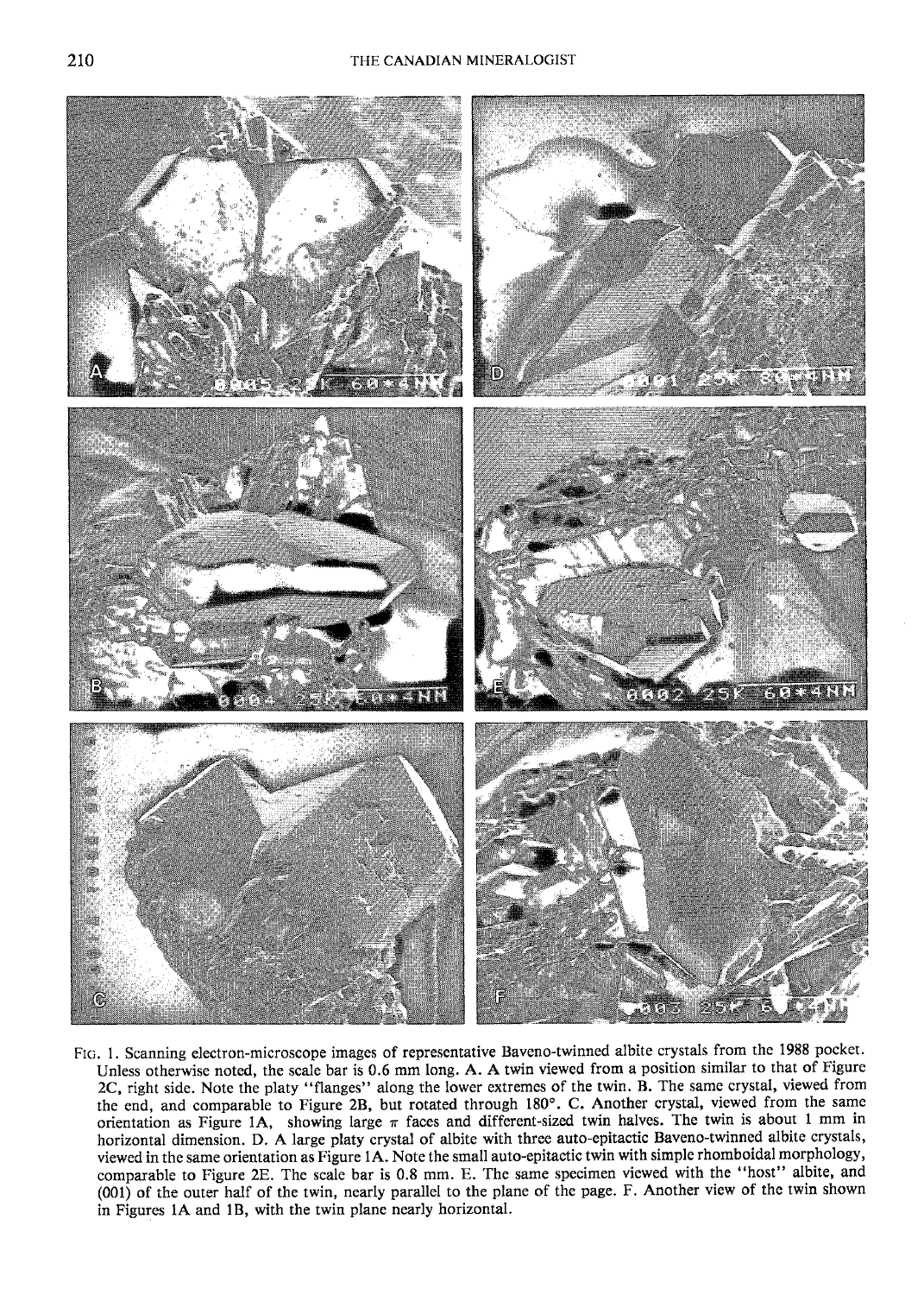FIG. 1. Scanning electron-microscope images of representative Baveno-twinned albite crystals from the 1988 pocket. Unless otherwise noted, the scale bar is 0.6 mm long. A. A twin viewed from a position similar to that of Figure 2C, right side. Note the platy "flanges" along the lower extremes of the twin. B. The same crystal, viewed from the end, and comparable to Figure 2B, but rotated through 180°. C. Another crystal, viewed from the same orientation as Figure 1A, showing large $\pi$ faces and different-sized twin halves. The twin is about 1 mm in horizontal dimension. D. A large platy crystal of albite with three auto-epitactic Baveno-twinned albite crystals, viewed in the same orientation as Figure 1A. Note the small auto-epitactic twin with simple rhomboidal morphology, comparable to Figure 2E. The scale bar is 0.8 mm. E. The same specimen viewed with the "host" albite, and (001) of the outer half of the twin, nearly parallel to the plane of the page. F. Another view of the twin shown in Figures 1A and 1B, with the twin plane nearly horizontal.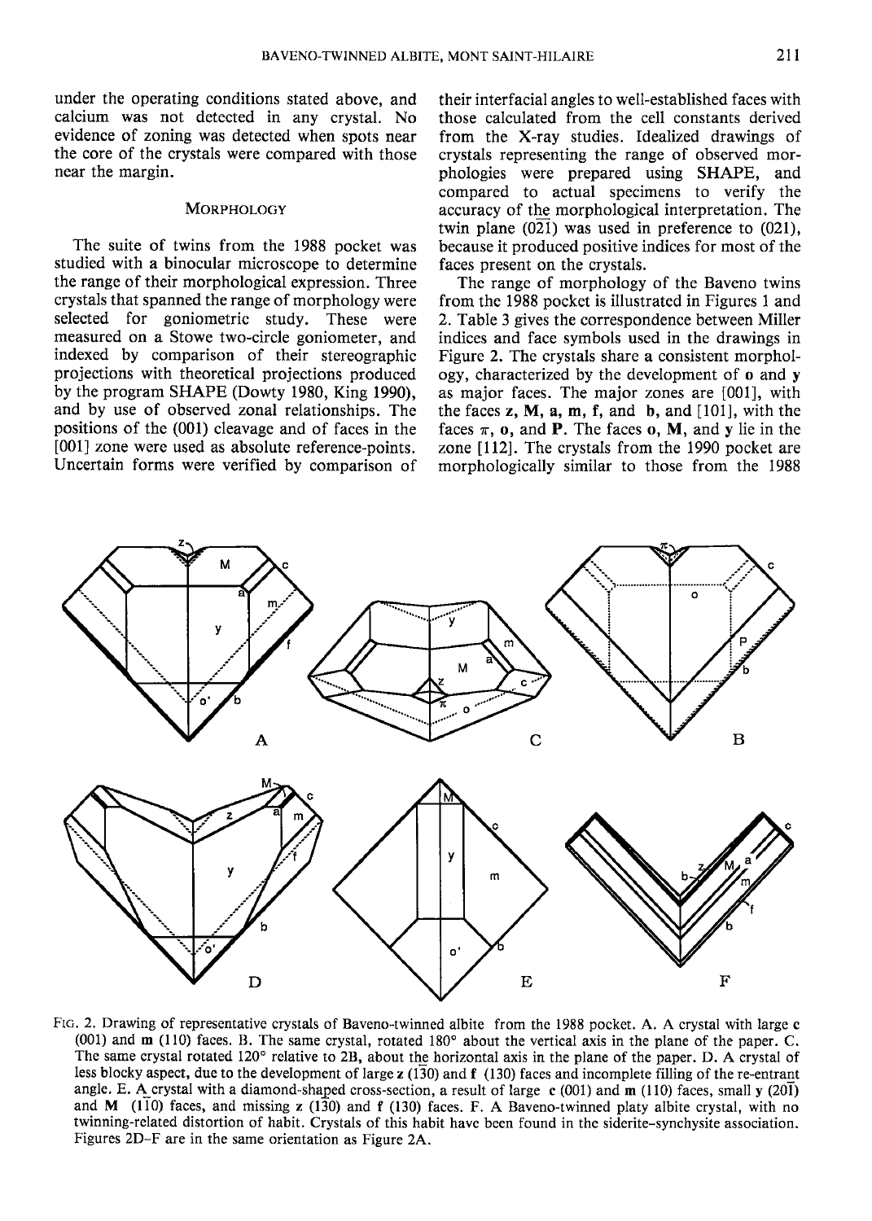under the operating conditions stated above, and calcium was not detected in any crystal. No evidence of zoning was detected when spots near the core of the crystals were compared with those near the margin.

## Morphology

The suite of twins from the 1988 pocket was studied with a binocular microscope to determine the range of their morphological expression. Three crystals that spanned the range of morphology were selected for goniometric study. These were measured on a Stowe two-circle goniometer, and indexed by comparison of their stereographic projections with theoretical projections produced by the program SHAPE (Dowty 1980, King 1990), and by use of observed zonal relationships. The positions of the (001) cleavage and of faces in the [001] zone were used as absolute reference-points. Uncertain forms were verified by comparison of their interfacial angles to well-established faces with those calculated from the cell constants derived from the X-ray studies. Idealized drawings of crystals representing the range of observed morphologies were prepared using SHAPE, and compared to actual specimens to verify the accuracy of the morphological interpretation. The twin plane ($0\bar{2}\bar{1}$) was used in preference to (021), because it produced positive indices for most of the faces present on the crystals.

The range of morphology of the Baveno twins from the 1988 pocket is illustrated in Figures 1 and 2. Table 3 gives the correspondence between Miller indices and face symbols used in the drawings in Figure 2. The crystals share a consistent morphology, characterized by the development of **o** and **y** as major faces. The major zones are [001], with the faces **z**, **M**, **a**, **m**, **f**, and **b**, and [101], with the faces $\pi$, **o**, and **P**. The faces **o**, **M**, and **y** lie in the zone [112]. The crystals from the 1990 pocket are morphologically similar to those from the 1988

A
B
C
D
E
F

FIG. 2. Drawing of representative crystals of Baveno-twinned albite from the 1988 pocket. A. A crystal with large **c** (001) and **m** (110) faces. B. The same crystal, rotated 180° about the vertical axis in the plane of the paper. C. The same crystal rotated 120° relative to 2B, about the horizontal axis in the plane of the paper. D. A crystal of less blocky aspect, due to the development of large **z** ($1\bar{3}0$) and **f** (130) faces and incomplete filling of the re-entrant angle. E. A crystal with a diamond-shaped cross-section, a result of large **c** (001) and **m** (110) faces, small **y** ($20\bar{1}$) and **M** ($1\bar{1}0$) faces, and missing **z** ($1\bar{3}0$) and **f** (130) faces. F. A Baveno-twinned platy albite crystal, with no twinning-related distortion of habit. Crystals of this habit have been found in the siderite–synchysite association. Figures 2D–F are in the same orientation as Figure 2A.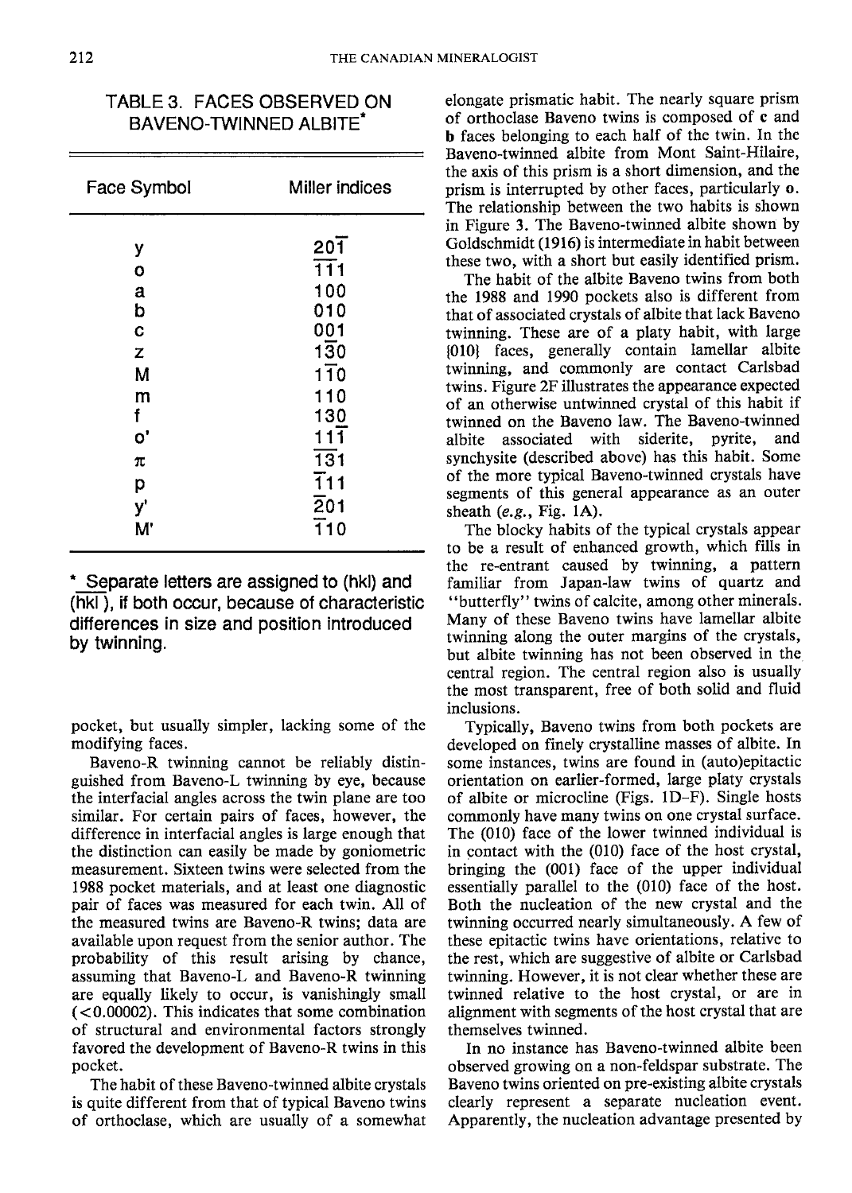TABLE 3. FACES OBSERVED ON BAVENO-TWINNED ALBITE*

| Face Symbol | Miller indices |
|---|---|
| y | $20\bar{1}$ |
| o | $\bar{1}\bar{1}1$ |
| a | 100 |
| b | 010 |
| c | 001 |
| z | $1\bar{3}0$ |
| M | $1\bar{1}0$ |
| m | 110 |
| f | 130 |
| o' | $11\bar{1}$ |
| π | $\bar{1}\bar{3}1$ |
| p | $\bar{1}11$ |
| y' | $\bar{2}01$ |
| M' | $\bar{1}10$ |

* Separate letters are assigned to (hkl) and ($\overline{hkl}$), if both occur, because of characteristic differences in size and position introduced by twinning.

pocket, but usually simpler, lacking some of the modifying faces.

Baveno-R twinning cannot be reliably distinguished from Baveno-L twinning by eye, because the interfacial angles across the twin plane are too similar. For certain pairs of faces, however, the difference in interfacial angles is large enough that the distinction can easily be made by goniometric measurement. Sixteen twins were selected from the 1988 pocket materials, and at least one diagnostic pair of faces was measured for each twin. All of the measured twins are Baveno-R twins; data are available upon request from the senior author. The probability of this result arising by chance, assuming that Baveno-L and Baveno-R twinning are equally likely to occur, is vanishingly small ($<0.00002$). This indicates that some combination of structural and environmental factors strongly favored the development of Baveno-R twins in this pocket.

The habit of these Baveno-twinned albite crystals is quite different from that of typical Baveno twins of orthoclase, which are usually of a somewhat elongate prismatic habit. The nearly square prism of orthoclase Baveno twins is composed of **c** and **b** faces belonging to each half of the twin. In the Baveno-twinned albite from Mont Saint-Hilaire, the axis of this prism is a short dimension, and the prism is interrupted by other faces, particularly **o**. The relationship between the two habits is shown in Figure 3. The Baveno-twinned albite shown by Goldschmidt (1916) is intermediate in habit between these two, with a short but easily identified prism.

The habit of the albite Baveno twins from both the 1988 and 1990 pockets also is different from that of associated crystals of albite that lack Baveno twinning. These are of a platy habit, with large {010} faces, generally contain lamellar albite twinning, and commonly are contact Carlsbad twins. Figure 2F illustrates the appearance expected of an otherwise untwinned crystal of this habit if twinned on the Baveno law. The Baveno-twinned albite associated with siderite, pyrite, and synchysite (described above) has this habit. Some of the more typical Baveno-twinned crystals have segments of this general appearance as an outer sheath (*e.g.*, Fig. 1A).

The blocky habits of the typical crystals appear to be a result of enhanced growth, which fills in the re-entrant caused by twinning, a pattern familiar from Japan-law twins of quartz and "butterfly" twins of calcite, among other minerals. Many of these Baveno twins have lamellar albite twinning along the outer margins of the crystals, but albite twinning has not been observed in the central region. The central region also is usually the most transparent, free of both solid and fluid inclusions.

Typically, Baveno twins from both pockets are developed on finely crystalline masses of albite. In some instances, twins are found in (auto)epitactic orientation on earlier-formed, large platy crystals of albite or microcline (Figs. 1D–F). Single hosts commonly have many twins on one crystal surface. The (010) face of the lower twinned individual is in contact with the (010) face of the host crystal, bringing the (001) face of the upper individual essentially parallel to the (010) face of the host. Both the nucleation of the new crystal and the twinning occurred nearly simultaneously. A few of these epitactic twins have orientations, relative to the rest, which are suggestive of albite or Carlsbad twinning. However, it is not clear whether these are twinned relative to the host crystal, or are in alignment with segments of the host crystal that are themselves twinned.

In no instance has Baveno-twinned albite been observed growing on a non-feldspar substrate. The Baveno twins oriented on pre-existing albite crystals clearly represent a separate nucleation event. Apparently, the nucleation advantage presented by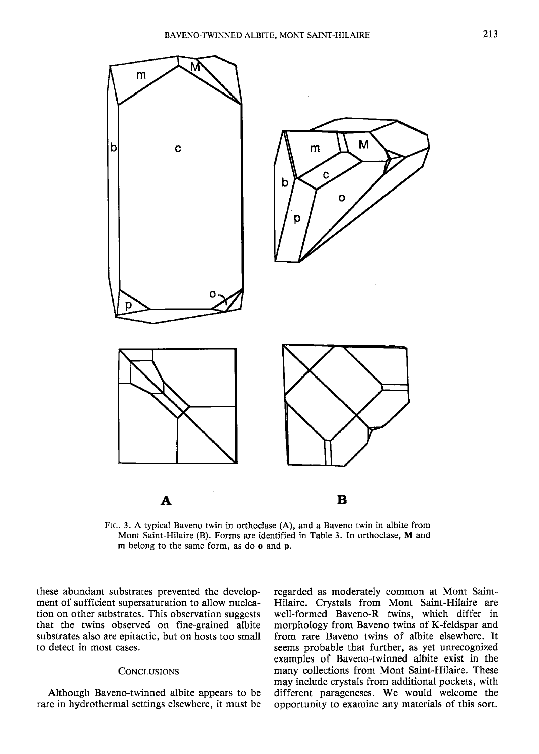m

M

b

c

p

o

m

M

c

b

o

p

A

B

FIG. 3. A typical Baveno twin in orthoclase (A), and a Baveno twin in albite from Mont Saint-Hilaire (B). Forms are identified in Table 3. In orthoclase, **M** and **m** belong to the same form, as do **o** and **p**.

these abundant substrates prevented the development of sufficient supersaturation to allow nucleation on other substrates. This observation suggests that the twins observed on fine-grained albite substrates also are epitactic, but on hosts too small to detect in most cases.

## CONCLUSIONS

Although Baveno-twinned albite appears to be rare in hydrothermal settings elsewhere, it must be regarded as moderately common at Mont Saint-Hilaire. Crystals from Mont Saint-Hilaire are well-formed Baveno-R twins, which differ in morphology from Baveno twins of K-feldspar and from rare Baveno twins of albite elsewhere. It seems probable that further, as yet unrecognized examples of Baveno-twinned albite exist in the many collections from Mont Saint-Hilaire. These may include crystals from additional pockets, with different parageneses. We would welcome the opportunity to examine any materials of this sort.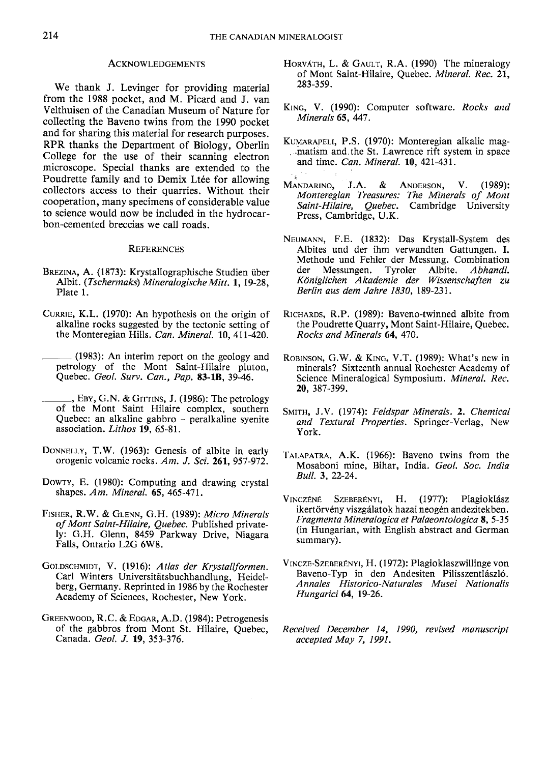## ACKNOWLEDGEMENTS

We thank J. Levinger for providing material from the 1988 pocket, and M. Picard and J. van Velthuisen of the Canadian Museum of Nature for collecting the Baveno twins from the 1990 pocket and for sharing this material for research purposes. RPR thanks the Department of Biology, Oberlin College for the use of their scanning electron microscope. Special thanks are extended to the Poudrette family and to Demix Ltée for allowing collectors access to their quarries. Without their cooperation, many specimens of considerable value to science would now be included in the hydrocarbon-cemented breccias we call roads.

## REFERENCES

BREZINA, A. (1873): Krystallographische Studien über Albit. (*Tschermaks*) *Mineralogische Mitt.* **1**, 19-28, Plate 1.

CURRIE, K.L. (1970): An hypothesis on the origin of alkaline rocks suggested by the tectonic setting of the Monteregian Hills. *Can. Mineral.* **10**, 411-420.

\_\_\_\_\_\_ (1983): An interim report on the geology and petrology of the Mont Saint-Hilaire pluton, Quebec. *Geol. Surv. Can., Pap.* **83-1B**, 39-46.

\_\_\_\_\_\_, EBY, G.N. & GITTINS, J. (1986): The petrology of the Mont Saint Hilaire complex, southern Quebec: an alkaline gabbro – peralkaline syenite association. *Lithos* **19**, 65-81.

DONNELLY, T.W. (1963): Genesis of albite in early orogenic volcanic rocks. *Am. J. Sci.* **261**, 957-972.

DOWTY, E. (1980): Computing and drawing crystal shapes. *Am. Mineral.* **65**, 465-471.

FISHER, R.W. & GLENN, G.H. (1989): *Micro Minerals of Mont Saint-Hilaire, Quebec.* Published privately: G.H. Glenn, 8459 Parkway Drive, Niagara Falls, Ontario L2G 6W8.

GOLDSCHMIDT, V. (1916): *Atlas der Krystallformen.* Carl Winters Universitätsbuchhandlung, Heidelberg, Germany. Reprinted in 1986 by the Rochester Academy of Sciences, Rochester, New York.

GREENWOOD, R.C. & EDGAR, A.D. (1984): Petrogenesis of the gabbros from Mont St. Hilaire, Quebec, Canada. *Geol. J.* **19**, 353-376.

HORVÁTH, L. & GAULT, R.A. (1990) The mineralogy of Mont Saint-Hilaire, Quebec. *Mineral. Rec.* **21**, 283-359.

KING, V. (1990): Computer software. *Rocks and Minerals* **65**, 447.

KUMARAPELI, P.S. (1970): Monteregian alkalic magmatism and the St. Lawrence rift system in space and time. *Can. Mineral.* **10**, 421-431.

MANDARINO, J.A. & ANDERSON, V. (1989): *Monteregian Treasures: The Minerals of Mont Saint-Hilaire, Quebec.* Cambridge University Press, Cambridge, U.K.

NEUMANN, F.E. (1832): Das Krystall-System des Albites und der ihm verwandten Gattungen. **I.** Methode und Fehler der Messung. Combination der Messungen. Tyroler Albite. *Abhandl. Königlichen Akademie der Wissenschaften zu Berlin aus dem Jahre 1830*, 189-231.

RICHARDS, R.P. (1989): Baveno-twinned albite from the Poudrette Quarry, Mont Saint-Hilaire, Quebec. *Rocks and Minerals* **64**, 470.

ROBINSON, G.W. & KING, V.T. (1989): What's new in minerals? Sixteenth annual Rochester Academy of Science Mineralogical Symposium. *Mineral. Rec.* **20**, 387-399.

SMITH, J.V. (1974): *Feldspar Minerals.* **2.** *Chemical and Textural Properties.* Springer-Verlag, New York.

TALAPATRA, A.K. (1966): Baveno twins from the Mosaboni mine, Bihar, India. *Geol. Soc. India Bull.* **3**, 22-24.

VINCZÉNÉ SZEBERÉNYI, H. (1977): Plagioklász ikertörvény viszgálatok hazai neogén andezitekben. *Fragmenta Mineralogica et Palaeontologica* **8**, 5-35 (in Hungarian, with English abstract and German summary).

VINCZE-SZEBERÉNYI, H. (1972): Plagioklaszwillinge von Baveno-Typ in den Andesiten Pilisszentlászló. *Annales Historico-Naturales Musei Nationalis Hungarici* **64**, 19-26.

*Received December 14, 1990, revised manuscript accepted May 7, 1991.*